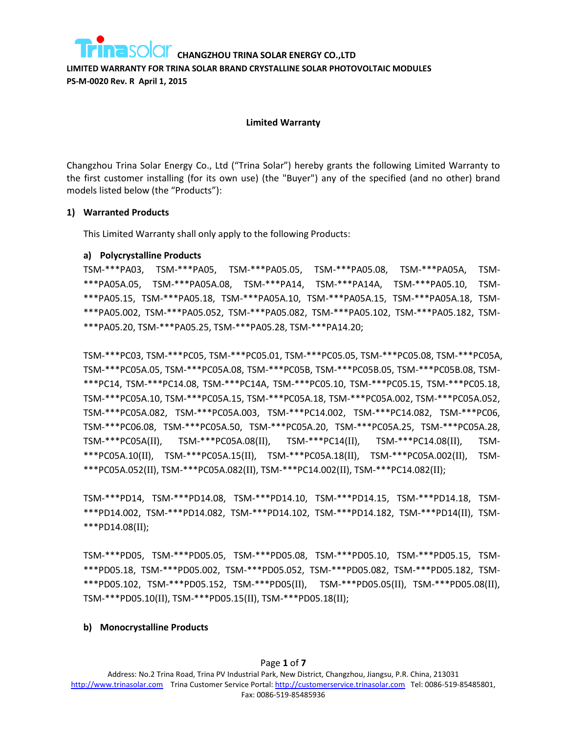# CHANGZHOU TRINA SOLAR ENERGY CO.,LTD

**LIMITED WARRANTY FOR TRINA SOLAR BRAND CRYSTALLINE SOLAR PHOTOVOLTAIC MODULES**
**PS-M-0020 Rev. R April 1, 2015**

## Limited Warranty

Changzhou Trina Solar Energy Co., Ltd ("Trina Solar") hereby grants the following Limited Warranty to the first customer installing (for its own use) (the "Buyer") any of the specified (and no other) brand models listed below (the "Products"):

### 1) Warranted Products

This Limited Warranty shall only apply to the following Products:

#### a) Polycrystalline Products

TSM-***PA03, TSM-***PA05, TSM-***PA05.05, TSM-***PA05.08, TSM-***PA05A, TSM-***PA05A.05, TSM-***PA05A.08, TSM-***PA14, TSM-***PA14A, TSM-***PA05.10, TSM-***PA05.15, TSM-***PA05.18, TSM-***PA05A.10, TSM-***PA05A.15, TSM-***PA05A.18, TSM-***PA05.002, TSM-***PA05.052, TSM-***PA05.082, TSM-***PA05.102, TSM-***PA05.182, TSM-***PA05.20, TSM-***PA05.25, TSM-***PA05.28, TSM-***PA14.20;

TSM-***PC03, TSM-***PC05, TSM-***PC05.01, TSM-***PC05.05, TSM-***PC05.08, TSM-***PC05A, TSM-***PC05A.05, TSM-***PC05A.08, TSM-***PC05B, TSM-***PC05B.05, TSM-***PC05B.08, TSM-***PC14, TSM-***PC14.08, TSM-***PC14A, TSM-***PC05.10, TSM-***PC05.15, TSM-***PC05.18, TSM-***PC05A.10, TSM-***PC05A.15, TSM-***PC05A.18, TSM-***PC05A.002, TSM-***PC05A.052, TSM-***PC05A.082, TSM-***PC05A.003, TSM-***PC14.002, TSM-***PC14.082, TSM-***PC06, TSM-***PC06.08, TSM-***PC05A.50, TSM-***PC05A.20, TSM-***PC05A.25, TSM-***PC05A.28, TSM-***PC05A(II), TSM-***PC05A.08(II), TSM-***PC14(II), TSM-***PC14.08(II), TSM-***PC05A.10(II), TSM-***PC05A.15(II), TSM-***PC05A.18(II), TSM-***PC05A.002(II), TSM-***PC05A.052(II), TSM-***PC05A.082(II), TSM-***PC14.002(II), TSM-***PC14.082(II);

TSM-***PD14, TSM-***PD14.08, TSM-***PD14.10, TSM-***PD14.15, TSM-***PD14.18, TSM-***PD14.002, TSM-***PD14.082, TSM-***PD14.102, TSM-***PD14.182, TSM-***PD14(II), TSM-***PD14.08(II);

TSM-***PD05, TSM-***PD05.05, TSM-***PD05.08, TSM-***PD05.10, TSM-***PD05.15, TSM-***PD05.18, TSM-***PD05.002, TSM-***PD05.052, TSM-***PD05.082, TSM-***PD05.182, TSM-***PD05.102, TSM-***PD05.152, TSM-***PD05(II), TSM-***PD05.05(II), TSM-***PD05.08(II), TSM-***PD05.10(II), TSM-***PD05.15(II), TSM-***PD05.18(II);

#### b) Monocrystalline Products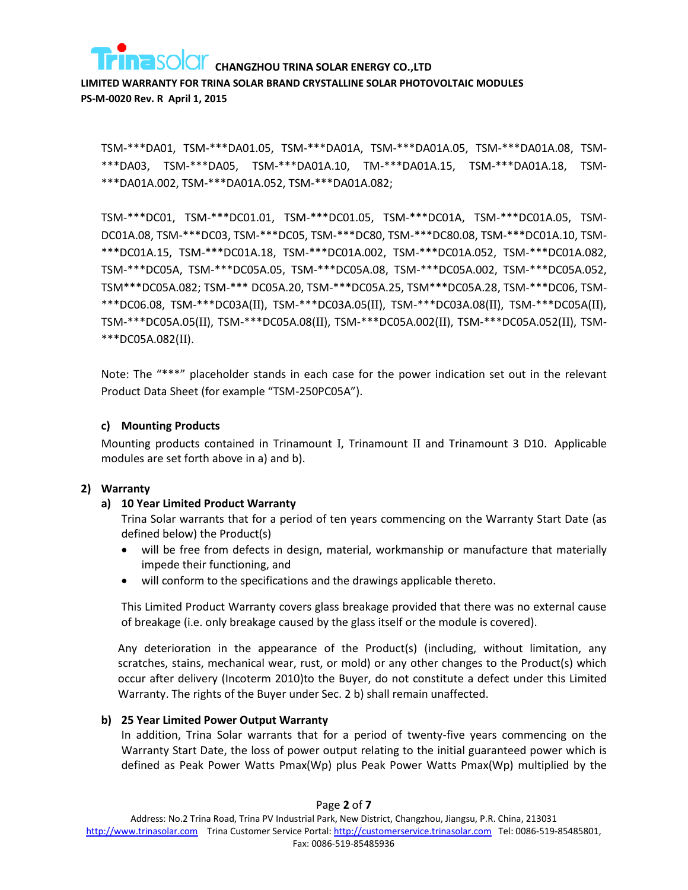TSM-***DA01, TSM-***DA01.05, TSM-***DA01A, TSM-***DA01A.05, TSM-***DA01A.08, TSM-***DA03, TSM-***DA05, TSM-***DA01A.10, TM-***DA01A.15, TSM-***DA01A.18, TSM-***DA01A.002, TSM-***DA01A.052, TSM-***DA01A.082;

TSM-***DC01, TSM-***DC01.01, TSM-***DC01.05, TSM-***DC01A, TSM-***DC01A.05, TSM-DC01A.08, TSM-***DC03, TSM-***DC05, TSM-***DC80, TSM-***DC80.08, TSM-***DC01A.10, TSM-***DC01A.15, TSM-***DC01A.18, TSM-***DC01A.002, TSM-***DC01A.052, TSM-***DC01A.082, TSM-***DC05A, TSM-***DC05A.05, TSM-***DC05A.08, TSM-***DC05A.002, TSM-***DC05A.052, TSM***DC05A.082; TSM-*** DC05A.20, TSM-***DC05A.25, TSM***DC05A.28, TSM-***DC06, TSM-***DC06.08, TSM-***DC03A(II), TSM-***DC03A.05(II), TSM-***DC03A.08(II), TSM-***DC05A(II), TSM-***DC05A.05(II), TSM-***DC05A.08(II), TSM-***DC05A.002(II), TSM-***DC05A.052(II), TSM-***DC05A.082(II).

Note: The "***" placeholder stands in each case for the power indication set out in the relevant Product Data Sheet (for example "TSM-250PC05A").

**c) Mounting Products**

Mounting products contained in Trinamount I, Trinamount II and Trinamount 3 D10. Applicable modules are set forth above in a) and b).

## 2) Warranty

### a) 10 Year Limited Product Warranty

Trina Solar warrants that for a period of ten years commencing on the Warranty Start Date (as defined below) the Product(s)

- will be free from defects in design, material, workmanship or manufacture that materially impede their functioning, and
- will conform to the specifications and the drawings applicable thereto.

This Limited Product Warranty covers glass breakage provided that there was no external cause of breakage (i.e. only breakage caused by the glass itself or the module is covered).

Any deterioration in the appearance of the Product(s) (including, without limitation, any scratches, stains, mechanical wear, rust, or mold) or any other changes to the Product(s) which occur after delivery (Incoterm 2010)to the Buyer, do not constitute a defect under this Limited Warranty. The rights of the Buyer under Sec. 2 b) shall remain unaffected.

### b) 25 Year Limited Power Output Warranty

In addition, Trina Solar warrants that for a period of twenty-five years commencing on the Warranty Start Date, the loss of power output relating to the initial guaranteed power which is defined as Peak Power Watts Pmax(Wp) plus Peak Power Watts Pmax(Wp) multiplied by the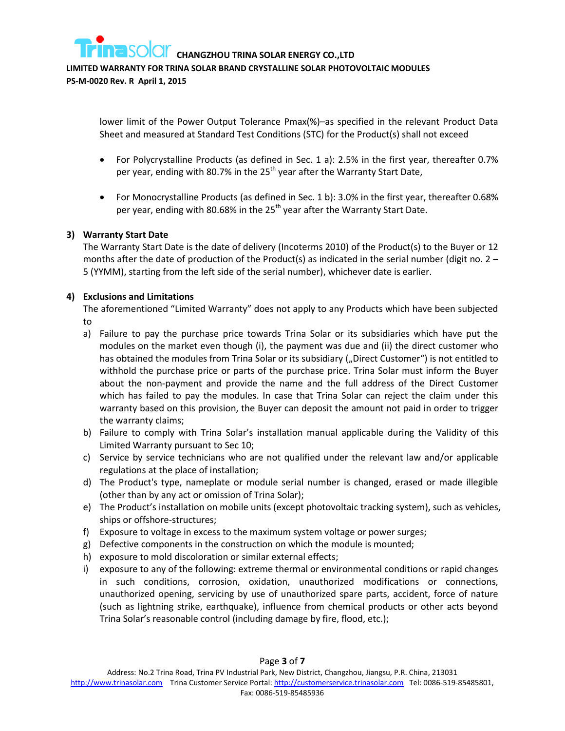lower limit of the Power Output Tolerance Pmax(%)–as specified in the relevant Product Data Sheet and measured at Standard Test Conditions (STC) for the Product(s) shall not exceed

- For Polycrystalline Products (as defined in Sec. 1 a): 2.5% in the first year, thereafter 0.7% per year, ending with 80.7% in the 25th year after the Warranty Start Date,
- For Monocrystalline Products (as defined in Sec. 1 b): 3.0% in the first year, thereafter 0.68% per year, ending with 80.68% in the 25th year after the Warranty Start Date.

### 3) Warranty Start Date

The Warranty Start Date is the date of delivery (Incoterms 2010) of the Product(s) to the Buyer or 12 months after the date of production of the Product(s) as indicated in the serial number (digit no. 2 – 5 (YYMM), starting from the left side of the serial number), whichever date is earlier.

### 4) Exclusions and Limitations

The aforementioned "Limited Warranty" does not apply to any Products which have been subjected to

a) Failure to pay the purchase price towards Trina Solar or its subsidiaries which have put the modules on the market even though (i), the payment was due and (ii) the direct customer who has obtained the modules from Trina Solar or its subsidiary („Direct Customer") is not entitled to withhold the purchase price or parts of the purchase price. Trina Solar must inform the Buyer about the non-payment and provide the name and the full address of the Direct Customer which has failed to pay the modules. In case that Trina Solar can reject the claim under this warranty based on this provision, the Buyer can deposit the amount not paid in order to trigger the warranty claims;

b) Failure to comply with Trina Solar's installation manual applicable during the Validity of this Limited Warranty pursuant to Sec 10;

c) Service by service technicians who are not qualified under the relevant law and/or applicable regulations at the place of installation;

d) The Product's type, nameplate or module serial number is changed, erased or made illegible (other than by any act or omission of Trina Solar);

e) The Product's installation on mobile units (except photovoltaic tracking system), such as vehicles, ships or offshore-structures;

f) Exposure to voltage in excess to the maximum system voltage or power surges;

g) Defective components in the construction on which the module is mounted;

h) exposure to mold discoloration or similar external effects;

i) exposure to any of the following: extreme thermal or environmental conditions or rapid changes in such conditions, corrosion, oxidation, unauthorized modifications or connections, unauthorized opening, servicing by use of unauthorized spare parts, accident, force of nature (such as lightning strike, earthquake), influence from chemical products or other acts beyond Trina Solar's reasonable control (including damage by fire, flood, etc.);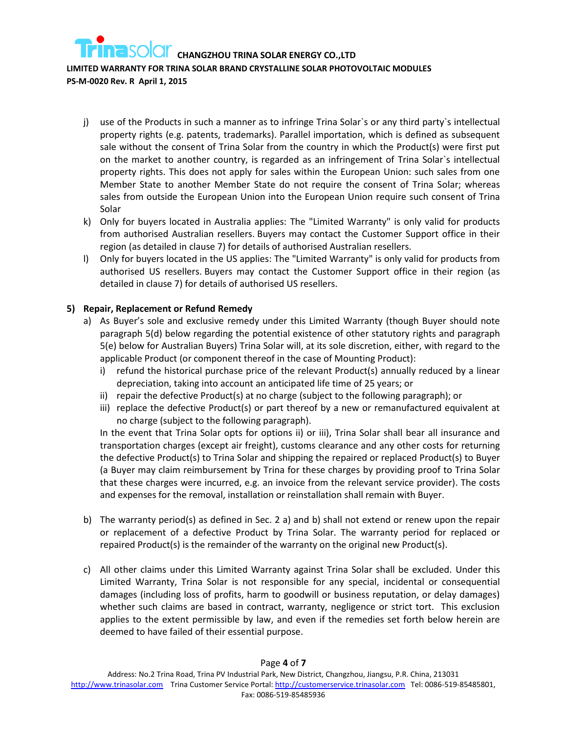j) use of the Products in such a manner as to infringe Trina Solar`s or any third party`s intellectual property rights (e.g. patents, trademarks). Parallel importation, which is defined as subsequent sale without the consent of Trina Solar from the country in which the Product(s) were first put on the market to another country, is regarded as an infringement of Trina Solar`s intellectual property rights. This does not apply for sales within the European Union: such sales from one Member State to another Member State do not require the consent of Trina Solar; whereas sales from outside the European Union into the European Union require such consent of Trina Solar

k) Only for buyers located in Australia applies: The "Limited Warranty" is only valid for products from authorised Australian resellers. Buyers may contact the Customer Support office in their region (as detailed in clause 7) for details of authorised Australian resellers.

l) Only for buyers located in the US applies: The "Limited Warranty" is only valid for products from authorised US resellers. Buyers may contact the Customer Support office in their region (as detailed in clause 7) for details of authorised US resellers.

## 5) Repair, Replacement or Refund Remedy

a) As Buyer's sole and exclusive remedy under this Limited Warranty (though Buyer should note paragraph 5(d) below regarding the potential existence of other statutory rights and paragraph 5(e) below for Australian Buyers) Trina Solar will, at its sole discretion, either, with regard to the applicable Product (or component thereof in the case of Mounting Product):

   i) refund the historical purchase price of the relevant Product(s) annually reduced by a linear depreciation, taking into account an anticipated life time of 25 years; or

   ii) repair the defective Product(s) at no charge (subject to the following paragraph); or

   iii) replace the defective Product(s) or part thereof by a new or remanufactured equivalent at no charge (subject to the following paragraph).

   In the event that Trina Solar opts for options ii) or iii), Trina Solar shall bear all insurance and transportation charges (except air freight), customs clearance and any other costs for returning the defective Product(s) to Trina Solar and shipping the repaired or replaced Product(s) to Buyer (a Buyer may claim reimbursement by Trina for these charges by providing proof to Trina Solar that these charges were incurred, e.g. an invoice from the relevant service provider). The costs and expenses for the removal, installation or reinstallation shall remain with Buyer.

b) The warranty period(s) as defined in Sec. 2 a) and b) shall not extend or renew upon the repair or replacement of a defective Product by Trina Solar. The warranty period for replaced or repaired Product(s) is the remainder of the warranty on the original new Product(s).

c) All other claims under this Limited Warranty against Trina Solar shall be excluded. Under this Limited Warranty, Trina Solar is not responsible for any special, incidental or consequential damages (including loss of profits, harm to goodwill or business reputation, or delay damages) whether such claims are based in contract, warranty, negligence or strict tort. This exclusion applies to the extent permissible by law, and even if the remedies set forth below herein are deemed to have failed of their essential purpose.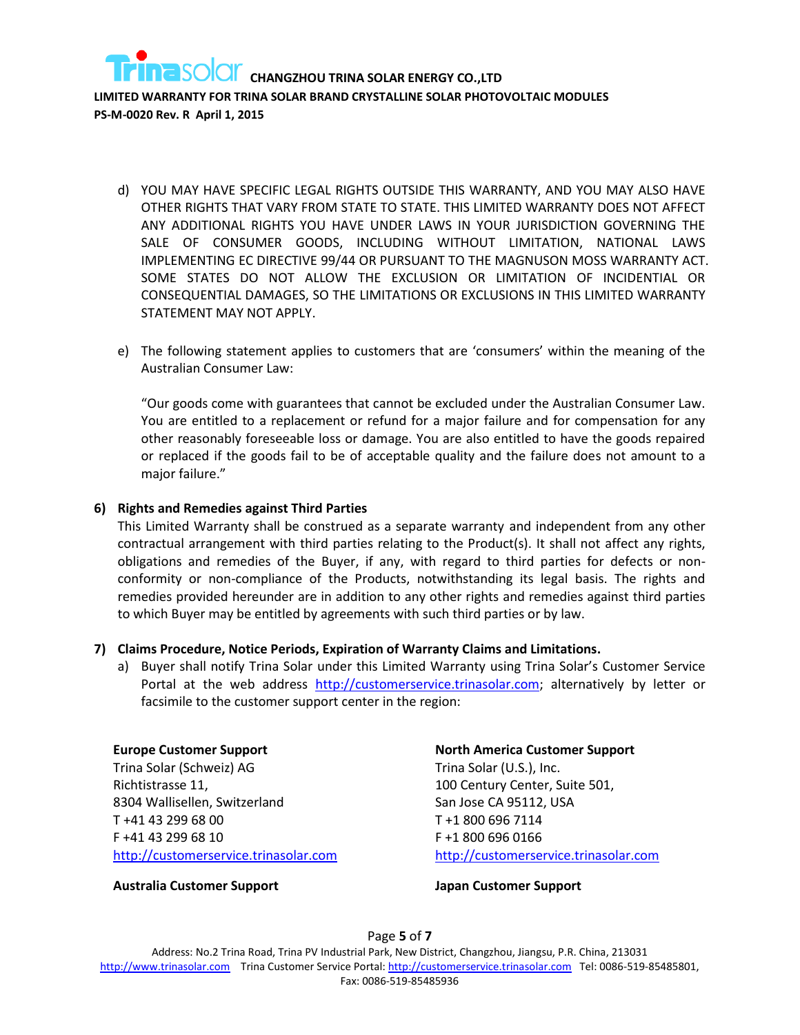d) YOU MAY HAVE SPECIFIC LEGAL RIGHTS OUTSIDE THIS WARRANTY, AND YOU MAY ALSO HAVE OTHER RIGHTS THAT VARY FROM STATE TO STATE. THIS LIMITED WARRANTY DOES NOT AFFECT ANY ADDITIONAL RIGHTS YOU HAVE UNDER LAWS IN YOUR JURISDICTION GOVERNING THE SALE OF CONSUMER GOODS, INCLUDING WITHOUT LIMITATION, NATIONAL LAWS IMPLEMENTING EC DIRECTIVE 99/44 OR PURSUANT TO THE MAGNUSON MOSS WARRANTY ACT. SOME STATES DO NOT ALLOW THE EXCLUSION OR LIMITATION OF INCIDENTIAL OR CONSEQUENTIAL DAMAGES, SO THE LIMITATIONS OR EXCLUSIONS IN THIS LIMITED WARRANTY STATEMENT MAY NOT APPLY.

e) The following statement applies to customers that are 'consumers' within the meaning of the Australian Consumer Law:

"Our goods come with guarantees that cannot be excluded under the Australian Consumer Law. You are entitled to a replacement or refund for a major failure and for compensation for any other reasonably foreseeable loss or damage. You are also entitled to have the goods repaired or replaced if the goods fail to be of acceptable quality and the failure does not amount to a major failure."

## 6) Rights and Remedies against Third Parties

This Limited Warranty shall be construed as a separate warranty and independent from any other contractual arrangement with third parties relating to the Product(s). It shall not affect any rights, obligations and remedies of the Buyer, if any, with regard to third parties for defects or non-conformity or non-compliance of the Products, notwithstanding its legal basis. The rights and remedies provided hereunder are in addition to any other rights and remedies against third parties to which Buyer may be entitled by agreements with such third parties or by law.

## 7) Claims Procedure, Notice Periods, Expiration of Warranty Claims and Limitations.

a) Buyer shall notify Trina Solar under this Limited Warranty using Trina Solar's Customer Service Portal at the web address http://customerservice.trinasolar.com; alternatively by letter or facsimile to the customer support center in the region:

**Europe Customer Support**
Trina Solar (Schweiz) AG
Richtistrasse 11,
8304 Wallisellen, Switzerland
T +41 43 299 68 00
F +41 43 299 68 10
http://customerservice.trinasolar.com

**North America Customer Support**
Trina Solar (U.S.), Inc.
100 Century Center, Suite 501,
San Jose CA 95112, USA
T +1 800 696 7114
F +1 800 696 0166
http://customerservice.trinasolar.com

**Australia Customer Support**

**Japan Customer Support**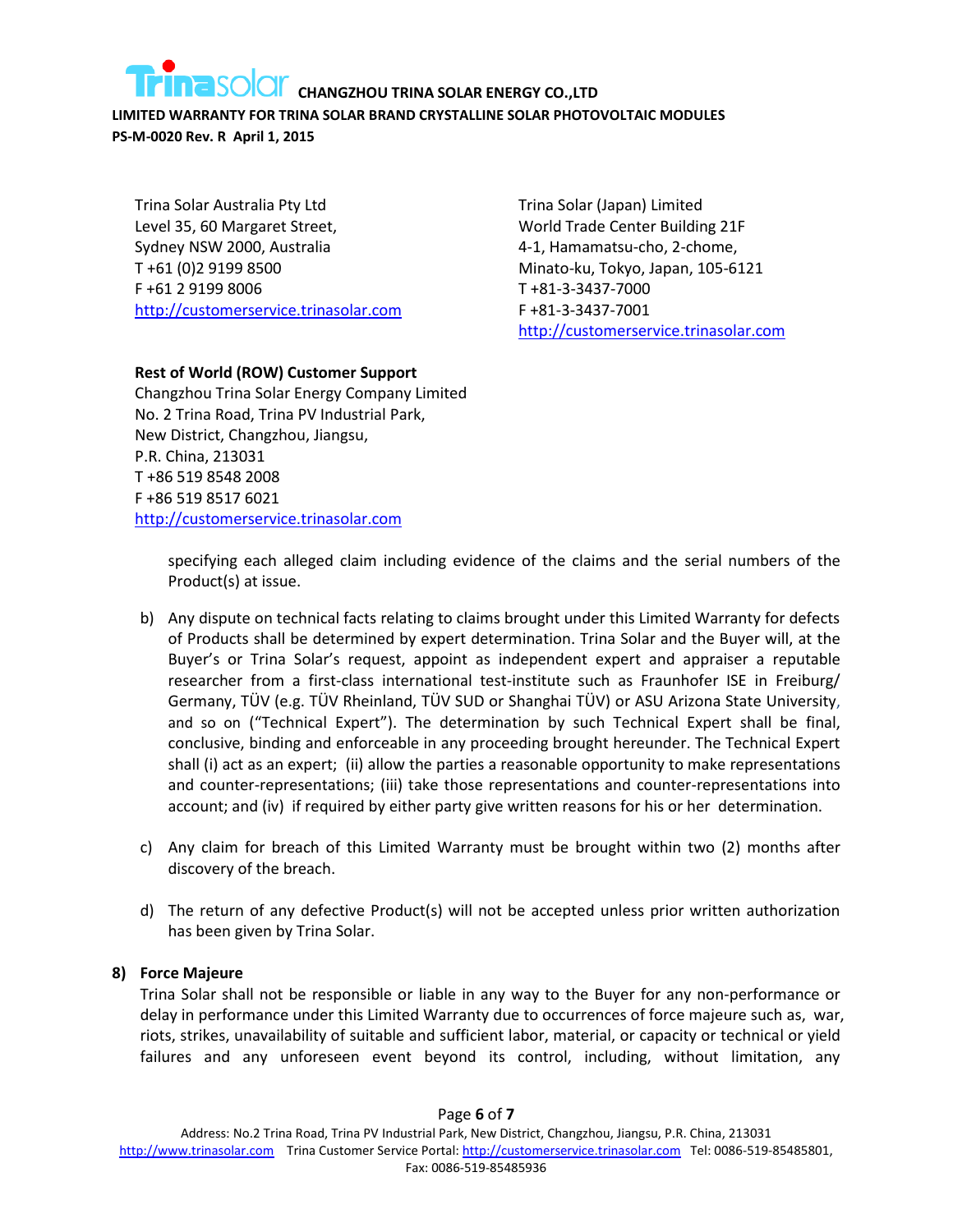Trina Solar Australia Pty Ltd
Level 35, 60 Margaret Street,
Sydney NSW 2000, Australia
T +61 (0)2 9199 8500
F +61 2 9199 8006
http://customerservice.trinasolar.com

Trina Solar (Japan) Limited
World Trade Center Building 21F
4-1, Hamamatsu-cho, 2-chome,
Minato-ku, Tokyo, Japan, 105-6121
T +81-3-3437-7000
F +81-3-3437-7001
http://customerservice.trinasolar.com

**Rest of World (ROW) Customer Support**
Changzhou Trina Solar Energy Company Limited
No. 2 Trina Road, Trina PV Industrial Park,
New District, Changzhou, Jiangsu,
P.R. China, 213031
T +86 519 8548 2008
F +86 519 8517 6021
http://customerservice.trinasolar.com

specifying each alleged claim including evidence of the claims and the serial numbers of the Product(s) at issue.

b) Any dispute on technical facts relating to claims brought under this Limited Warranty for defects of Products shall be determined by expert determination. Trina Solar and the Buyer will, at the Buyer's or Trina Solar's request, appoint as independent expert and appraiser a reputable researcher from a first-class international test-institute such as Fraunhofer ISE in Freiburg/ Germany, TÜV (e.g. TÜV Rheinland, TÜV SUD or Shanghai TÜV) or ASU Arizona State University, and so on ("Technical Expert"). The determination by such Technical Expert shall be final, conclusive, binding and enforceable in any proceeding brought hereunder. The Technical Expert shall (i) act as an expert; (ii) allow the parties a reasonable opportunity to make representations and counter-representations; (iii) take those representations and counter-representations into account; and (iv) if required by either party give written reasons for his or her determination.

c) Any claim for breach of this Limited Warranty must be brought within two (2) months after discovery of the breach.

d) The return of any defective Product(s) will not be accepted unless prior written authorization has been given by Trina Solar.

## 8) Force Majeure

Trina Solar shall not be responsible or liable in any way to the Buyer for any non-performance or delay in performance under this Limited Warranty due to occurrences of force majeure such as, war, riots, strikes, unavailability of suitable and sufficient labor, material, or capacity or technical or yield failures and any unforeseen event beyond its control, including, without limitation, any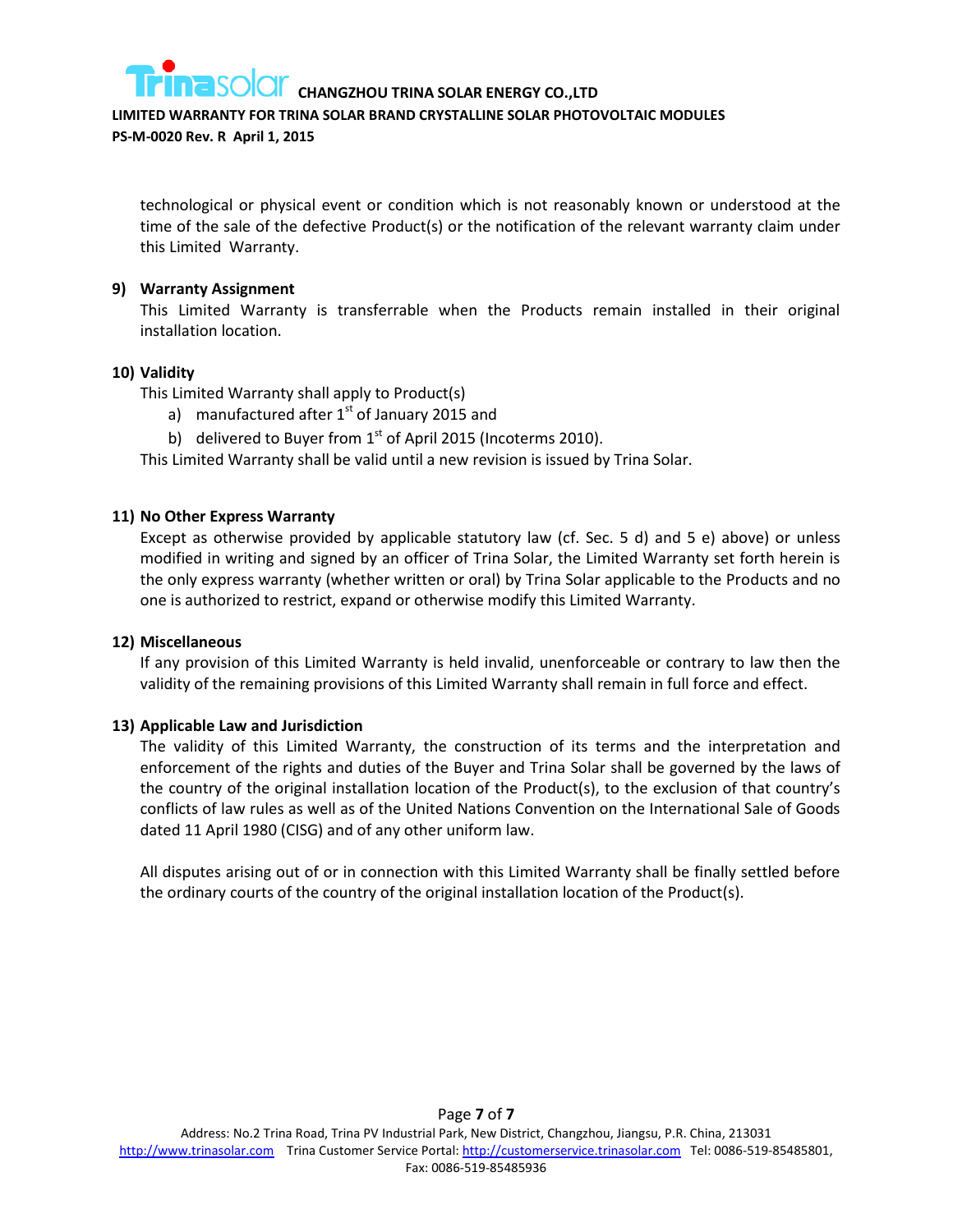technological or physical event or condition which is not reasonably known or understood at the time of the sale of the defective Product(s) or the notification of the relevant warranty claim under this Limited Warranty.

**9) Warranty Assignment**

This Limited Warranty is transferrable when the Products remain installed in their original installation location.

**10) Validity**

This Limited Warranty shall apply to Product(s)

a) manufactured after 1st of January 2015 and

b) delivered to Buyer from 1st of April 2015 (Incoterms 2010).

This Limited Warranty shall be valid until a new revision is issued by Trina Solar.

**11) No Other Express Warranty**

Except as otherwise provided by applicable statutory law (cf. Sec. 5 d) and 5 e) above) or unless modified in writing and signed by an officer of Trina Solar, the Limited Warranty set forth herein is the only express warranty (whether written or oral) by Trina Solar applicable to the Products and no one is authorized to restrict, expand or otherwise modify this Limited Warranty.

**12) Miscellaneous**

If any provision of this Limited Warranty is held invalid, unenforceable or contrary to law then the validity of the remaining provisions of this Limited Warranty shall remain in full force and effect.

**13) Applicable Law and Jurisdiction**

The validity of this Limited Warranty, the construction of its terms and the interpretation and enforcement of the rights and duties of the Buyer and Trina Solar shall be governed by the laws of the country of the original installation location of the Product(s), to the exclusion of that country's conflicts of law rules as well as of the United Nations Convention on the International Sale of Goods dated 11 April 1980 (CISG) and of any other uniform law.

All disputes arising out of or in connection with this Limited Warranty shall be finally settled before the ordinary courts of the country of the original installation location of the Product(s).